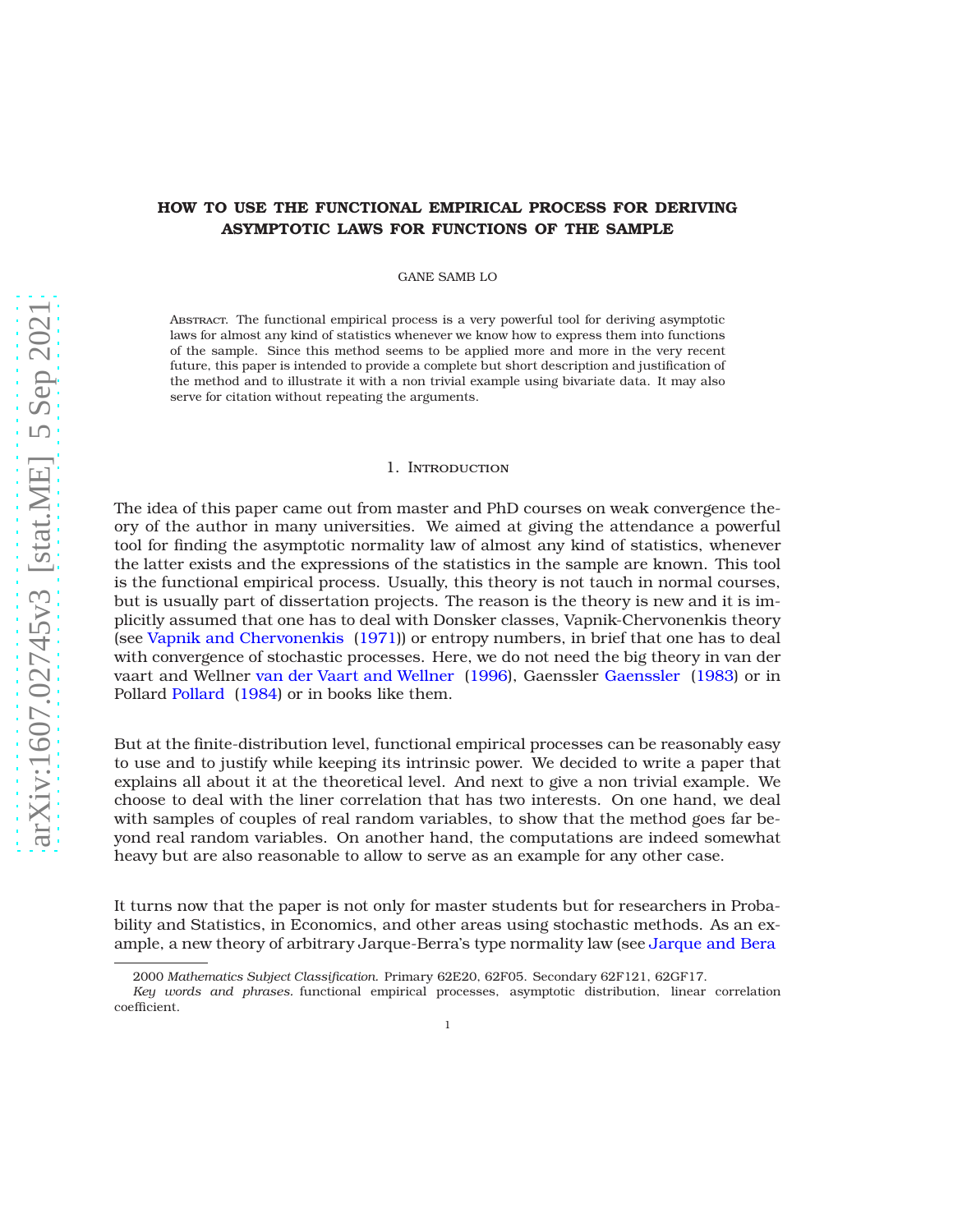# HOW TO USE THE FUNCTIONAL EMPIRICAL PROCESS FOR DERIVING ASYMPTOTIC LAWS FOR FUNCTIONS OF THE SAMPLE

GANE SAMB LO

Abstract. The functional empirical process is a very powerful tool for deriving asymptotic laws for almost any kind of statistics whenever we know how to express them into functions of the sample. Since this method seems to be applied more and more in the very recent future, this paper is intended to provide a complete but short description and justification of the method and to illustrate it with a non trivial example using bivariate data. It may also serve for citation without repeating the arguments.

## 1. Introduction

The idea of this paper came out from master and PhD courses on weak convergence theory of the author in many universities. We aimed at giving the attendance a powerful tool for finding the asymptotic normality law of almost any kind of statistics, whenever the latter exists and the expressions of the statistics in the sample are known. This tool is the functional empirical process. Usually, this theory is not tauch in normal courses, but is usually part of dissertation projects. The reason is the theory is new and it is implicitly assumed that one has to deal with Donsker classes, Vapnik-Chervonenkis theory (see Vapnik and Chervonenkis (1971)) or entropy numbers, in brief that one has to deal with convergence of stochastic processes. Here, we do not need the big theory in van der vaart and Wellner van der Vaart and Wellner (1996), Gaenssler Gaenssler (1983) or in Pollard Pollard (1984) or in books like them.

But at the finite-distribution level, functional empirical processes can be reasonably easy to use and to justify while keeping its intrinsic power. We decided to write a paper that explains all about it at the theoretical level. And next to give a non trivial example. We choose to deal with the liner correlation that has two interests. On one hand, we deal with samples of couples of real random variables, to show that the method goes far beyond real random variables. On another hand, the computations are indeed somewhat heavy but are also reasonable to allow to serve as an example for any other case.

It turns now that the paper is not only for master students but for researchers in Probability and Statistics, in Economics, and other areas using stochastic methods. As an example, a new theory of arbitrary Jarque-Berra's type normality law (see Jarque and Bera

2000 *Mathematics Subject Classification.* Primary 62E20, 62F05. Secondary 62F121, 62GF17.

*Key words and phrases.* functional empirical processes, asymptotic distribution, linear correlation coefficient.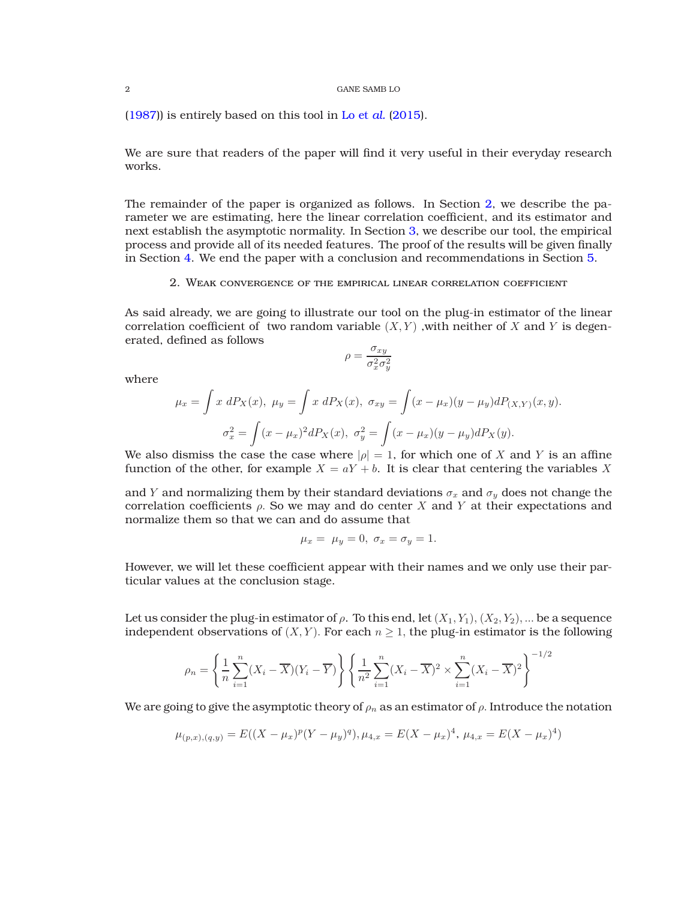(1987)) is entirely based on this tool in Lo et *al.* (2015).

We are sure that readers of the paper will find it very useful in their everyday research works.

The remainder of the paper is organized as follows. In Section 2, we describe the parameter we are estimating, here the linear correlation coefficient, and its estimator and next establish the asymptotic normality. In Section 3, we describe our tool, the empirical process and provide all of its needed features. The proof of the results will be given finally in Section 4. We end the paper with a conclusion and recommendations in Section 5.

## 2. Weak convergence of the empirical linear correlation coefficient

As said already, we are going to illustrate our tool on the plug-in estimator of the linear correlation coefficient of two random variable $(X,Y)$ ,with neither of $X$ and $Y$ is degenerated, defined as follows

$$\rho = \frac{\sigma_{xy}}{\sigma_x^2 \sigma_y^2}$$

where

$$\mu_x = \int x \ dP_X(x), \ \mu_y = \int x \ dP_X(x), \ \sigma_{xy} = \int (x-\mu_x)(y-\mu_y) dP_{(X,Y)}(x,y).$$

$$\sigma_x^2 = \int (x-\mu_x)^2 dP_X(x), \ \sigma_y^2 = \int (x-\mu_x)(y-\mu_y) dP_X(y).$$

We also dismiss the case the case where $|\rho| = 1$, for which one of $X$ and $Y$ is an affine function of the other, for example $X = aY + b$. It is clear that centering the variables $X$ and $Y$ and normalizing them by their standard deviations $\sigma_x$ and $\sigma_y$ does not change the correlation coefficients $\rho$. So we may and do center $X$ and $Y$ at their expectations and normalize them so that we can and do assume that

$$\mu_x = \mu_y = 0, \ \sigma_x = \sigma_y = 1.$$

However, we will let these coefficient appear with their names and we only use their particular values at the conclusion stage.

Let us consider the plug-in estimator of $\rho$. To this end, let $(X_1, Y_1), (X_2, Y_2), ...$ be a sequence independent observations of $(X,Y)$. For each $n \geq 1$, the plug-in estimator is the following

$$\rho_n = \left\{ \frac{1}{n} \sum_{i=1}^{n} (X_i - \overline{X})(Y_i - \overline{Y}) \right\} \left\{ \frac{1}{n^2} \sum_{i=1}^{n} (X_i - \overline{X})^2 \times \sum_{i=1}^{n} (X_i - \overline{X})^2 \right\}^{-1/2}$$

We are going to give the asymptotic theory of $\rho_n$ as an estimator of $\rho$. Introduce the notation

$$\mu_{(p,x),(q,y)} = E((X-\mu_x)^p (Y-\mu_y)^q), \mu_{4,x} = E(X-\mu_x)^4, \ \mu_{4,x} = E(X-\mu_x)^4)$$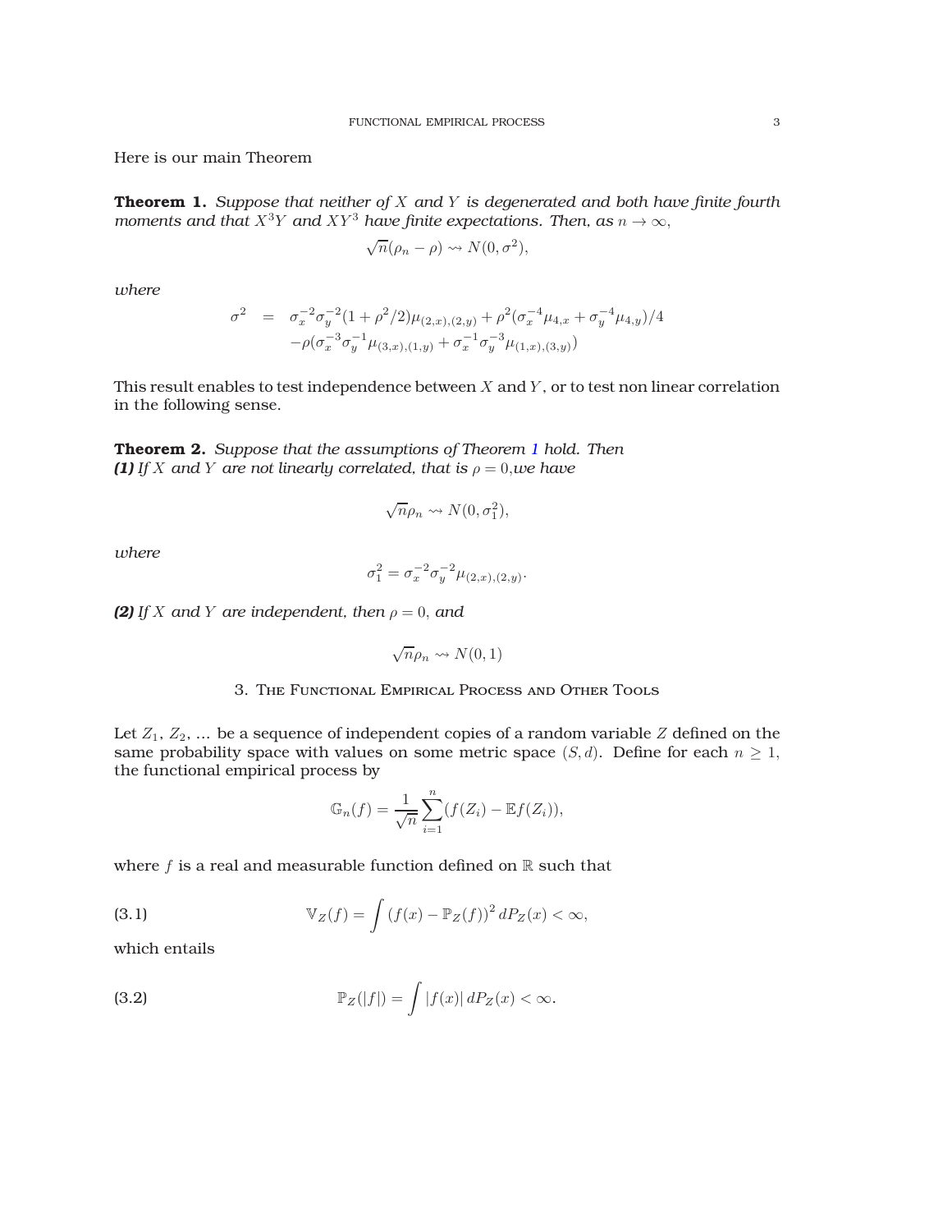Here is our main Theorem

**Theorem 1.** *Suppose that neither of $X$ and $Y$ is degenerated and both have finite fourth moments and that $X^3Y$ and $XY^3$ have finite expectations. Then, as $n \to \infty$,*

$$\sqrt{n}(\rho_n - \rho) \rightsquigarrow N(0, \sigma^2),$$

*where*

$$\begin{aligned}
\sigma^2 &= \sigma_x^{-2}\sigma_y^{-2}(1+\rho^2/2)\mu_{(2,x),(2,y)} + \rho^2(\sigma_x^{-4}\mu_{4,x} + \sigma_y^{-4}\mu_{4,y})/4 \\
&\quad -\rho(\sigma_x^{-3}\sigma_y^{-1}\mu_{(3,x),(1,y)} + \sigma_x^{-1}\sigma_y^{-3}\mu_{(1,x),(3,y)})
\end{aligned}$$

This result enables to test independence between $X$ and $Y$, or to test non linear correlation in the following sense.

**Theorem 2.** *Suppose that the assumptions of Theorem 1 hold. Then*
***(1)*** *If $X$ and $Y$ are not linearly correlated, that is $\rho = 0$,we have*

$$\sqrt{n}\rho_n \rightsquigarrow N(0, \sigma_1^2),$$

*where*

$$\sigma_1^2 = \sigma_x^{-2}\sigma_y^{-2}\mu_{(2,x),(2,y)}.$$

***(2)*** *If $X$ and $Y$ are independent, then $\rho = 0$, and*

$$\sqrt{n}\rho_n \rightsquigarrow N(0, 1)$$

## 3. The Functional Empirical Process and Other Tools

Let $Z_1$, $Z_2$, ... be a sequence of independent copies of a random variable $Z$ defined on the same probability space with values on some metric space $(S, d)$. Define for each $n \geq 1$, the functional empirical process by

$$\mathbb{G}_n(f) = \frac{1}{\sqrt{n}} \sum_{i=1}^{n} (f(Z_i) - \mathbb{E}f(Z_i)),$$

where $f$ is a real and measurable function defined on $\mathbb{R}$ such that

$$\mathbb{V}_Z(f) = \int (f(x) - \mathbb{P}_Z(f))^2 \, dP_Z(x) < \infty, \tag{3.1}$$

which entails

$$\mathbb{P}_Z(|f|) = \int |f(x)| \, dP_Z(x) < \infty. \tag{3.2}$$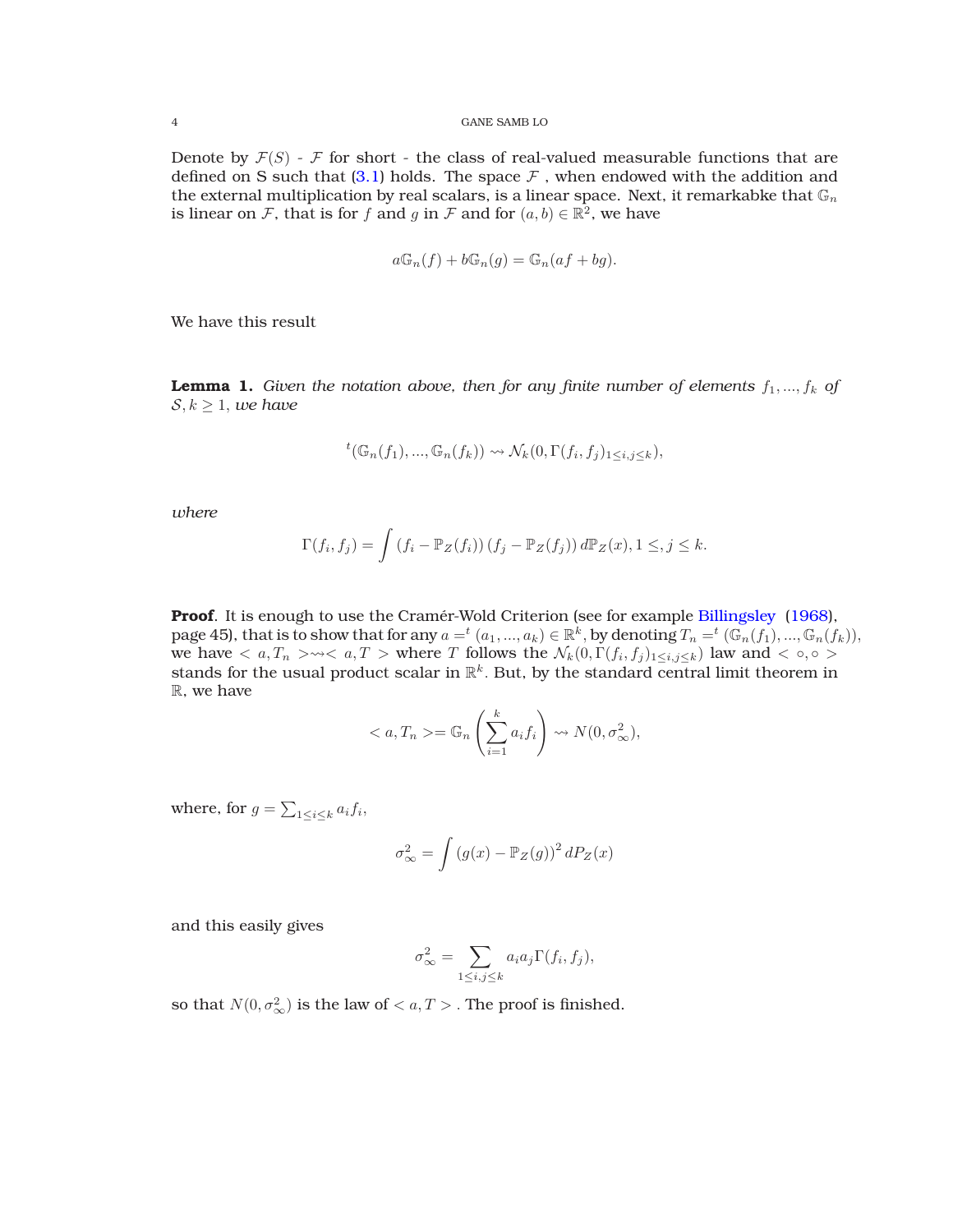Denote by $\mathcal{F}(S)$ - $\mathcal{F}$ for short - the class of real-valued measurable functions that are defined on S such that (3.1) holds. The space $\mathcal{F}$ , when endowed with the addition and the external multiplication by real scalars, is a linear space. Next, it remarkabke that $\mathbb{G}_n$ is linear on $\mathcal{F}$, that is for $f$ and $g$ in $\mathcal{F}$ and for $(a, b) \in \mathbb{R}^2$, we have

$$a\mathbb{G}_n(f) + b\mathbb{G}_n(g) = \mathbb{G}_n(af + bg).$$

We have this result

**Lemma 1.** *Given the notation above, then for any finite number of elements* $f_1, ..., f_k$ *of* $\mathcal{S}, k \geq 1,$ *we have*

$$^t(\mathbb{G}_n(f_1), ..., \mathbb{G}_n(f_k)) \rightsquigarrow \mathcal{N}_k(0, \Gamma(f_i, f_j)_{1 \leq i,j \leq k}),$$

*where*

$$\Gamma(f_i, f_j) = \int (f_i - \mathbb{P}_Z(f_i)) (f_j - \mathbb{P}_Z(f_j)) \, d\mathbb{P}_Z(x), 1 \leq, j \leq k.$$

**Proof**. It is enough to use the Cramér-Wold Criterion (see for example Billingsley (1968), page 45), that is to show that for any $a =^t (a_1, ..., a_k) \in \mathbb{R}^k$, by denoting $T_n =^t (\mathbb{G}_n(f_1), ..., \mathbb{G}_n(f_k))$, we have $< a, T_n > \rightsquigarrow < a, T >$ where $T$ follows the $\mathcal{N}_k(0, \Gamma(f_i, f_j)_{1 \leq i,j \leq k})$ law and $< \circ, \circ >$ stands for the usual product scalar in $\mathbb{R}^k$. But, by the standard central limit theorem in $\mathbb{R}$, we have

$$< a, T_n > = \mathbb{G}_n\left(\sum_{i=1}^{k} a_i f_i\right) \rightsquigarrow N(0, \sigma_\infty^2),$$

where, for $g = \sum_{1 \leq i \leq k} a_i f_i$,

$$\sigma_\infty^2 = \int (g(x) - \mathbb{P}_Z(g))^2 \, dP_Z(x)$$

and this easily gives

$$\sigma_\infty^2 = \sum_{1 \leq i,j \leq k} a_i a_j \Gamma(f_i, f_j),$$

so that $N(0, \sigma_\infty^2)$ is the law of $< a, T >$ . The proof is finished.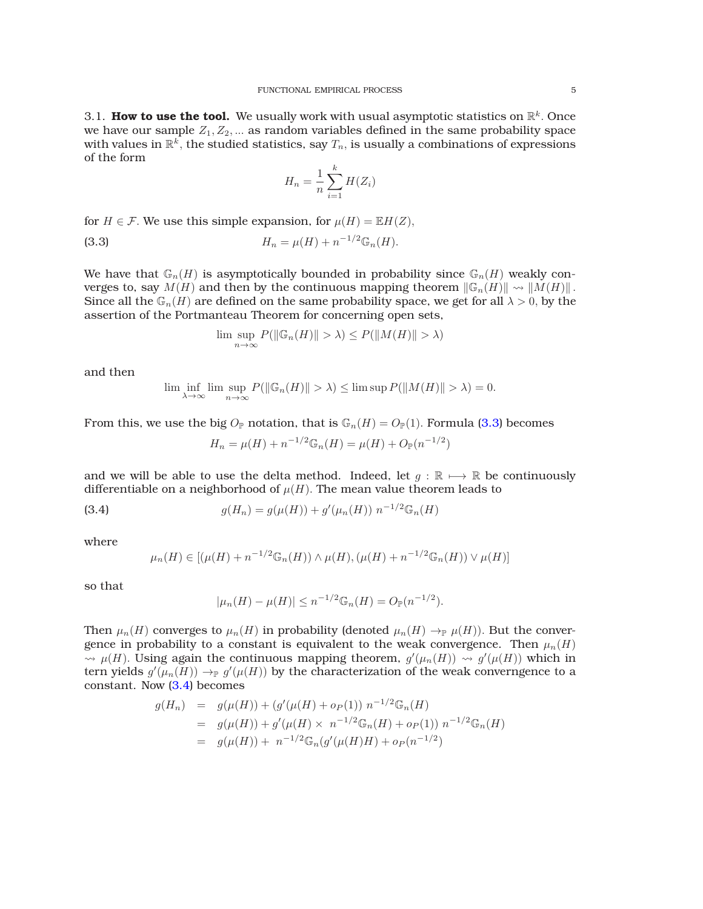### 3.1. **How to use the tool.**

We usually work with usual asymptotic statistics on $\mathbb{R}^k$. Once we have our sample $Z_1, Z_2, ...$ as random variables defined in the same probability space with values in $\mathbb{R}^k$, the studied statistics, say $T_n$, is usually a combinations of expressions of the form

$$H_n = \frac{1}{n}\sum_{i=1}^{k} H(Z_i)$$

for $H \in \mathcal{F}$. We use this simple expansion, for $\mu(H) = \mathbb{E}H(Z)$,

$$H_n = \mu(H) + n^{-1/2}\mathbb{G}_n(H). \tag{3.3}$$

We have that $\mathbb{G}_n(H)$ is asymptotically bounded in probability since $\mathbb{G}_n(H)$ weakly converges to, say $M(H)$ and then by the continuous mapping theorem $\|\mathbb{G}_n(H)\| \rightsquigarrow \|M(H)\|$. Since all the $\mathbb{G}_n(H)$ are defined on the same probability space, we get for all $\lambda > 0$, by the assertion of the Portmanteau Theorem for concerning open sets,

$$\limsup_{n\to\infty} P(\|\mathbb{G}_n(H)\| > \lambda) \leq P(\|M(H)\| > \lambda)$$

and then

$$\liminf_{\lambda\to\infty}\ \limsup_{n\to\infty} P(\|\mathbb{G}_n(H)\| > \lambda) \leq \limsup P(\|M(H)\| > \lambda) = 0.$$

From this, we use the big $O_{\mathbb{P}}$ notation, that is $\mathbb{G}_n(H) = O_{\mathbb{P}}(1)$. Formula (3.3) becomes

$$H_n = \mu(H) + n^{-1/2}\mathbb{G}_n(H) = \mu(H) + O_{\mathbb{P}}(n^{-1/2})$$

and we will be able to use the delta method. Indeed, let $g : \mathbb{R} \longmapsto \mathbb{R}$ be continuously differentiable on a neighborhood of $\mu(H)$. The mean value theorem leads to

$$g(H_n) = g(\mu(H)) + g'(\mu_n(H))\ n^{-1/2}\mathbb{G}_n(H) \tag{3.4}$$

where

$$\mu_n(H) \in [(\mu(H) + n^{-1/2}\mathbb{G}_n(H)) \wedge \mu(H), (\mu(H) + n^{-1/2}\mathbb{G}_n(H)) \vee \mu(H)]$$

so that

$$|\mu_n(H) - \mu(H)| \leq n^{-1/2}\mathbb{G}_n(H) = O_{\mathbb{P}}(n^{-1/2}).$$

Then $\mu_n(H)$ converges to $\mu_n(H)$ in probability (denoted $\mu_n(H) \to_{\mathbb{P}} \mu(H)$). But the convergence in probability to a constant is equivalent to the weak convergence. Then $\mu_n(H) \rightsquigarrow \mu(H)$. Using again the continuous mapping theorem, $g'(\mu_n(H)) \rightsquigarrow g'(\mu(H))$ which in tern yields $g'(\mu_n(H)) \to_{\mathbb{P}} g'(\mu(H))$ by the characterization of the weak converngence to a constant. Now (3.4) becomes

$$\begin{aligned}
g(H_n) &= g(\mu(H)) + (g'(\mu(H) + o_P(1))\ n^{-1/2}\mathbb{G}_n(H) \\
&= g(\mu(H)) + g'(\mu(H) \times\ n^{-1/2}\mathbb{G}_n(H) + o_P(1))\ n^{-1/2}\mathbb{G}_n(H) \\
&= g(\mu(H)) +\ n^{-1/2}\mathbb{G}_n(g'(\mu(H)H) + o_P(n^{-1/2})
\end{aligned}$$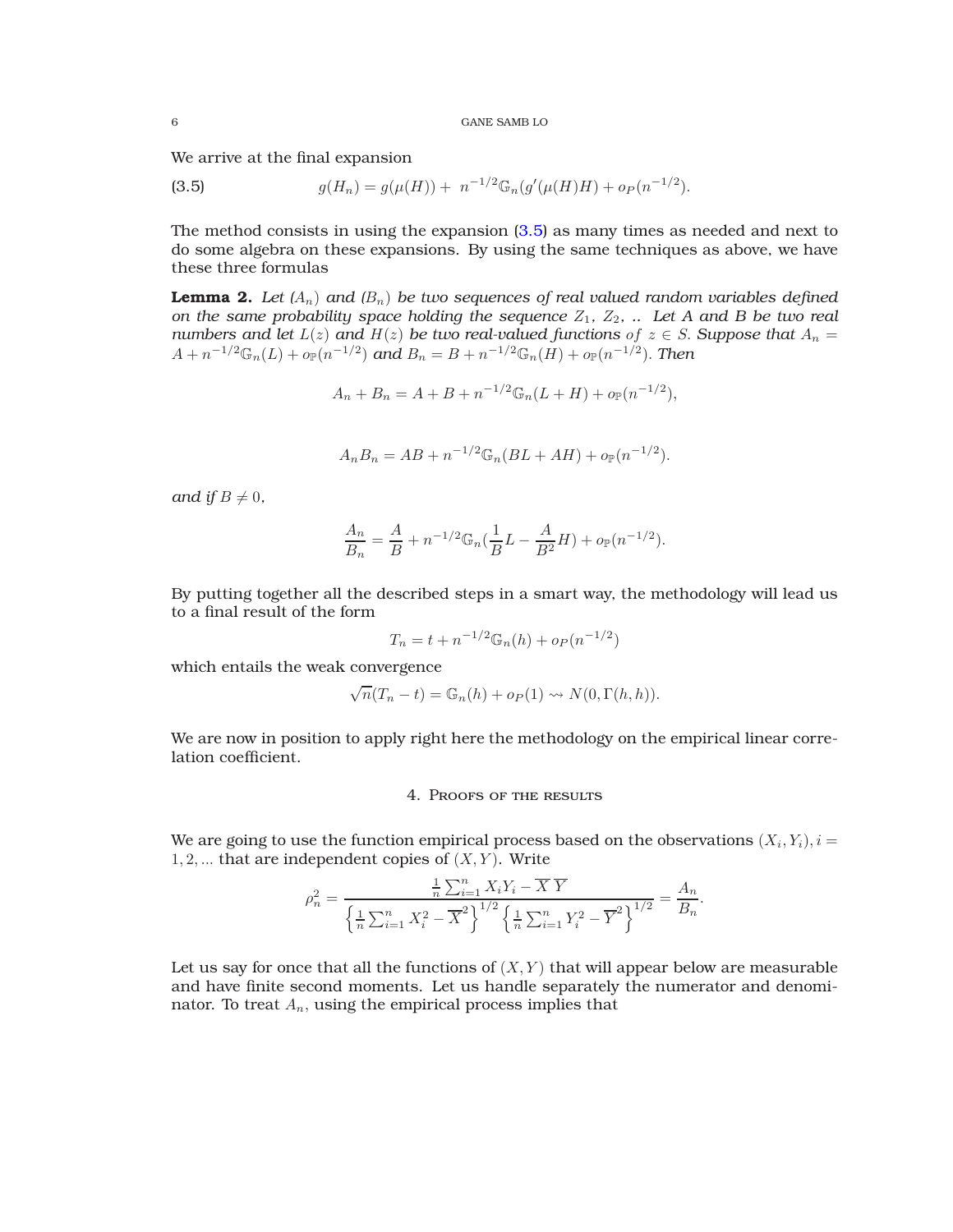We arrive at the final expansion

$$g(H_n) = g(\mu(H)) + \ n^{-1/2}\mathbb{G}_n(g'(\mu(H)H) + o_P(n^{-1/2}). \tag{3.5}$$

The method consists in using the expansion (3.5) as many times as needed and next to do some algebra on these expansions. By using the same techniques as above, we have these three formulas

**Lemma 2.** *Let $(A_n)$ and $(B_n)$ be two sequences of real valued random variables defined on the same probability space holding the sequence $Z_1$, $Z_2$, .. Let $A$ and $B$ be two real numbers and let $L(z)$ and $H(z)$ be two real-valued functions of $z \in S$. Suppose that $A_n = A + n^{-1/2}\mathbb{G}_n(L) + o_{\mathbb{P}}(n^{-1/2})$ and $B_n = B + n^{-1/2}\mathbb{G}_n(H) + o_{\mathbb{P}}(n^{-1/2})$. Then*

$$A_n + B_n = A + B + n^{-1/2}\mathbb{G}_n(L + H) + o_{\mathbb{P}}(n^{-1/2}),$$

$$A_n B_n = AB + n^{-1/2}\mathbb{G}_n(BL + AH) + o_{\mathbb{P}}(n^{-1/2}).$$

*and if* $B \neq 0$,

$$\frac{A_n}{B_n} = \frac{A}{B} + n^{-1/2}\mathbb{G}_n(\frac{1}{B}L - \frac{A}{B^2}H) + o_{\mathbb{P}}(n^{-1/2}).$$

By putting together all the described steps in a smart way, the methodology will lead us to a final result of the form

$$T_n = t + n^{-1/2}\mathbb{G}_n(h) + o_P(n^{-1/2})$$

which entails the weak convergence

$$\sqrt{n}(T_n - t) = \mathbb{G}_n(h) + o_P(1) \rightsquigarrow N(0, \Gamma(h,h)).$$

We are now in position to apply right here the methodology on the empirical linear correlation coefficient.

## 4. Proofs of the results

We are going to use the function empirical process based on the observations $(X_i, Y_i), i = 1, 2, ...$ that are independent copies of $(X, Y)$. Write

$$\rho_n^2 = \frac{\frac{1}{n}\sum_{i=1}^{n} X_i Y_i - \overline{X}\,\overline{Y}}{\left\{\frac{1}{n}\sum_{i=1}^{n} X_i^2 - \overline{X}^2\right\}^{1/2}\left\{\frac{1}{n}\sum_{i=1}^{n} Y_i^2 - \overline{Y}^2\right\}^{1/2}} = \frac{A_n}{B_n}.$$

Let us say for once that all the functions of $(X, Y)$ that will appear below are measurable and have finite second moments. Let us handle separately the numerator and denominator. To treat $A_n$, using the empirical process implies that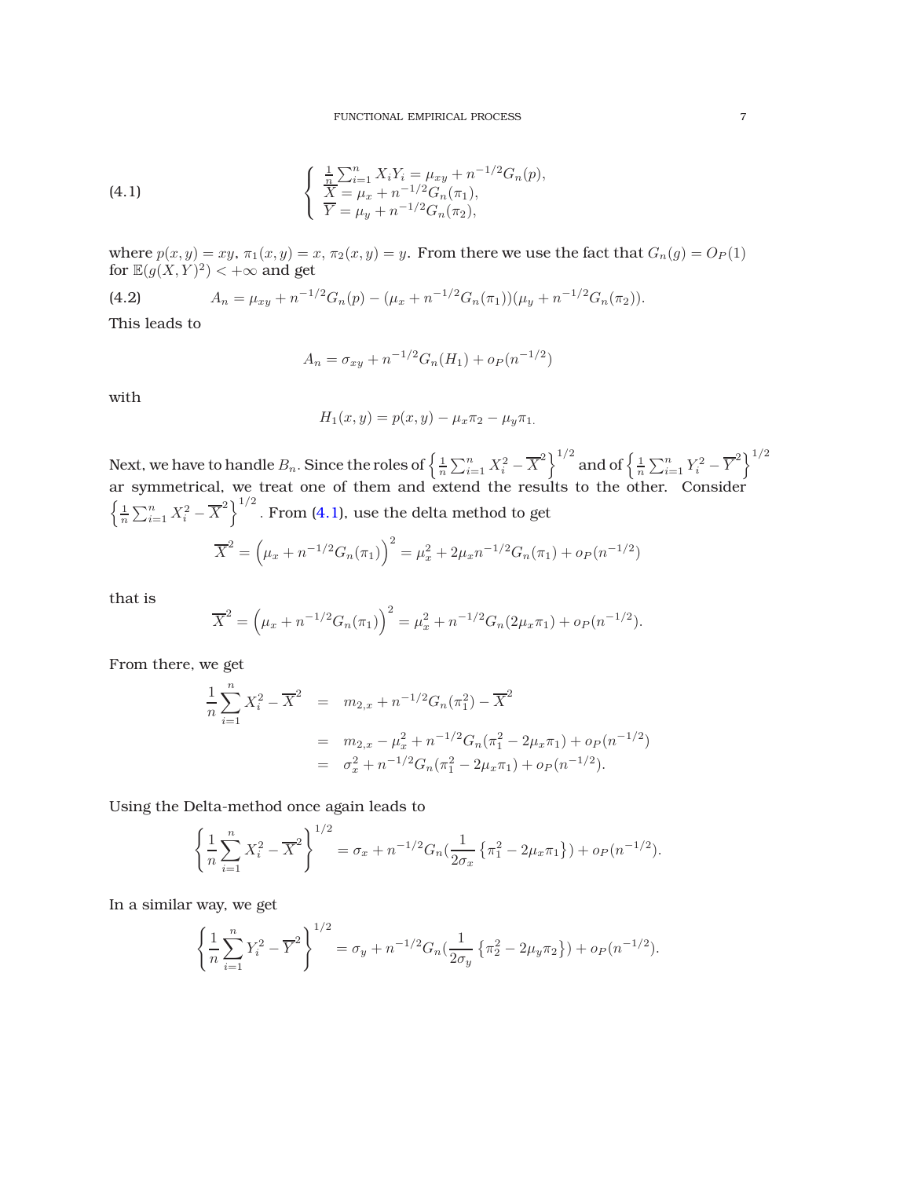$$
\left\{
\begin{array}{l}
\frac{1}{n}\sum_{i=1}^{n} X_i Y_i = \mu_{xy} + n^{-1/2} G_n(p), \\
\overline{X} = \mu_x + n^{-1/2} G_n(\pi_1), \\
\overline{Y} = \mu_y + n^{-1/2} G_n(\pi_2),
\end{array}
\right. \tag{4.1}
$$

where $p(x,y) = xy$, $\pi_1(x,y) = x$, $\pi_2(x,y) = y$. From there we use the fact that $G_n(g) = O_P(1)$ for $\mathbb{E}(g(X,Y)^2) < +\infty$ and get

$$
A_n = \mu_{xy} + n^{-1/2} G_n(p) - (\mu_x + n^{-1/2} G_n(\pi_1))(\mu_y + n^{-1/2} G_n(\pi_2)). \tag{4.2}
$$

This leads to

$$
A_n = \sigma_{xy} + n^{-1/2} G_n(H_1) + o_P(n^{-1/2})
$$

with

$$
H_1(x,y) = p(x,y) - \mu_x \pi_2 - \mu_y \pi_1.
$$

Next, we have to handle $B_n$. Since the roles of $\left\{\frac{1}{n}\sum_{i=1}^{n} X_i^2 - \overline{X}^2\right\}^{1/2}$ and of $\left\{\frac{1}{n}\sum_{i=1}^{n} Y_i^2 - \overline{Y}^2\right\}^{1/2}$ ar symmetrical, we treat one of them and extend the results to the other. Consider $\left\{\frac{1}{n}\sum_{i=1}^{n} X_i^2 - \overline{X}^2\right\}^{1/2}$. From (4.1), use the delta method to get

$$
\overline{X}^2 = \left(\mu_x + n^{-1/2} G_n(\pi_1)\right)^2 = \mu_x^2 + 2\mu_x n^{-1/2} G_n(\pi_1) + o_P(n^{-1/2})
$$

that is

$$
\overline{X}^2 = \left(\mu_x + n^{-1/2} G_n(\pi_1)\right)^2 = \mu_x^2 + n^{-1/2} G_n(2\mu_x \pi_1) + o_P(n^{-1/2}).
$$

From there, we get

$$
\begin{aligned}
\frac{1}{n}\sum_{i=1}^{n} X_i^2 - \overline{X}^2 &= m_{2,x} + n^{-1/2} G_n(\pi_1^2) - \overline{X}^2 \\
&= m_{2,x} - \mu_x^2 + n^{-1/2} G_n(\pi_1^2 - 2\mu_x \pi_1) + o_P(n^{-1/2}) \\
&= \sigma_x^2 + n^{-1/2} G_n(\pi_1^2 - 2\mu_x \pi_1) + o_P(n^{-1/2}).
\end{aligned}
$$

Using the Delta-method once again leads to

$$
\left\{\frac{1}{n}\sum_{i=1}^{n} X_i^2 - \overline{X}^2\right\}^{1/2} = \sigma_x + n^{-1/2} G_n\left(\frac{1}{2\sigma_x}\left\{\pi_1^2 - 2\mu_x \pi_1\right\}\right) + o_P(n^{-1/2}).
$$

In a similar way, we get

$$
\left\{\frac{1}{n}\sum_{i=1}^{n} Y_i^2 - \overline{Y}^2\right\}^{1/2} = \sigma_y + n^{-1/2} G_n\left(\frac{1}{2\sigma_y}\left\{\pi_2^2 - 2\mu_y \pi_2\right\}\right) + o_P(n^{-1/2}).
$$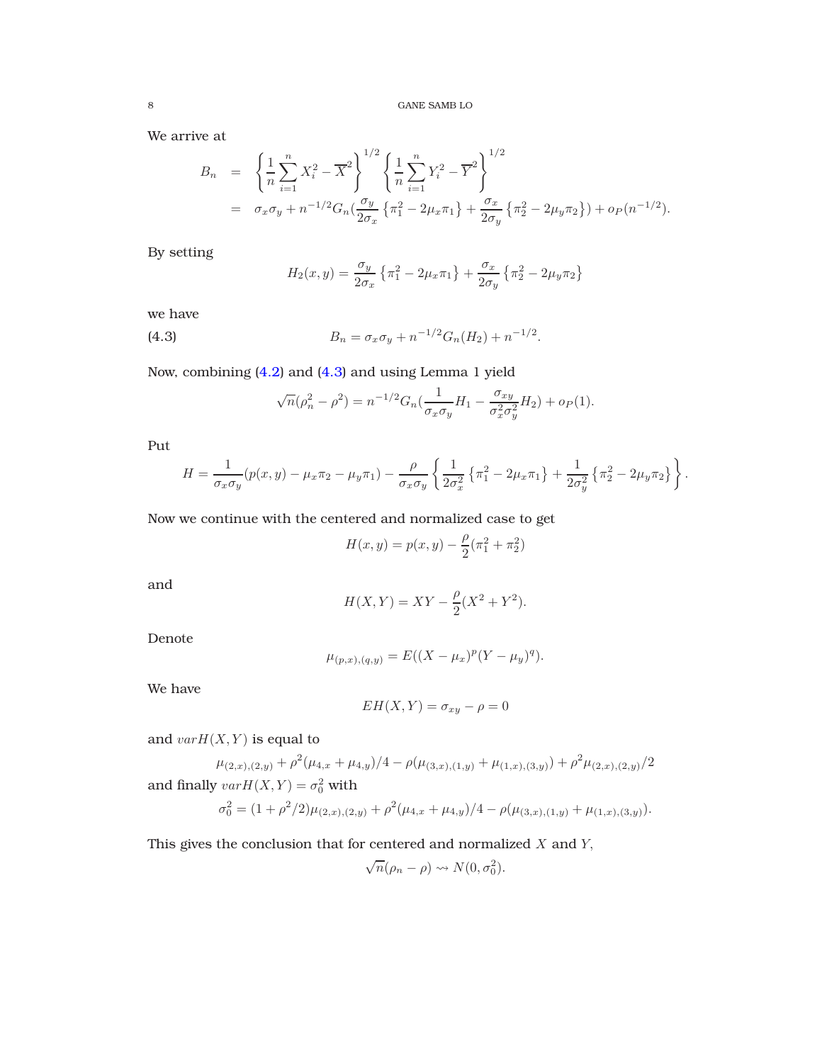We arrive at

$$
\begin{aligned}
B_n &= \left\{ \frac{1}{n}\sum_{i=1}^{n} X_i^2 - \overline{X}^2 \right\}^{1/2} \left\{ \frac{1}{n}\sum_{i=1}^{n} Y_i^2 - \overline{Y}^2 \right\}^{1/2} \\
&= \sigma_x \sigma_y + n^{-1/2} G_n\left(\frac{\sigma_y}{2\sigma_x}\left\{\pi_1^2 - 2\mu_x \pi_1\right\} + \frac{\sigma_x}{2\sigma_y}\left\{\pi_2^2 - 2\mu_y \pi_2\right\}\right) + o_P(n^{-1/2}).
\end{aligned}
$$

By setting

$$
H_2(x,y) = \frac{\sigma_y}{2\sigma_x}\left\{\pi_1^2 - 2\mu_x \pi_1\right\} + \frac{\sigma_x}{2\sigma_y}\left\{\pi_2^2 - 2\mu_y \pi_2\right\}
$$

we have

$$
B_n = \sigma_x \sigma_y + n^{-1/2} G_n(H_2) + n^{-1/2}. \tag{4.3}
$$

Now, combining (4.2) and (4.3) and using Lemma 1 yield

$$
\sqrt{n}(\rho_n^2 - \rho^2) = n^{-1/2} G_n\left(\frac{1}{\sigma_x \sigma_y} H_1 - \frac{\sigma_{xy}}{\sigma_x^2 \sigma_y^2} H_2\right) + o_P(1).
$$

Put

$$
H = \frac{1}{\sigma_x \sigma_y}(p(x,y) - \mu_x \pi_2 - \mu_y \pi_1) - \frac{\rho}{\sigma_x \sigma_y}\left\{ \frac{1}{2\sigma_x^2}\left\{\pi_1^2 - 2\mu_x \pi_1\right\} + \frac{1}{2\sigma_y^2}\left\{\pi_2^2 - 2\mu_y \pi_2\right\} \right\}.
$$

Now we continue with the centered and normalized case to get

$$
H(x,y) = p(x,y) - \frac{\rho}{2}(\pi_1^2 + \pi_2^2)
$$

and

$$
H(X,Y) = XY - \frac{\rho}{2}(X^2 + Y^2).
$$

Denote

$$
\mu_{(p,x),(q,y)} = E((X - \mu_x)^p (Y - \mu_y)^q).
$$

We have

$$
EH(X,Y) = \sigma_{xy} - \rho = 0
$$

and $varH(X,Y)$ is equal to

$$
\mu_{(2,x),(2,y)} + \rho^2(\mu_{4,x} + \mu_{4,y})/4 - \rho(\mu_{(3,x),(1,y)} + \mu_{(1,x),(3,y)}) + \rho^2 \mu_{(2,x),(2,y)}/2
$$

and finally $varH(X,Y) = \sigma_0^2$ with

$$
\sigma_0^2 = (1 + \rho^2/2)\mu_{(2,x),(2,y)} + \rho^2(\mu_{4,x} + \mu_{4,y})/4 - \rho(\mu_{(3,x),(1,y)} + \mu_{(1,x),(3,y)}).
$$

This gives the conclusion that for centered and normalized $X$ and $Y$,

$$
\sqrt{n}(\rho_n - \rho) \rightsquigarrow N(0, \sigma_0^2).
$$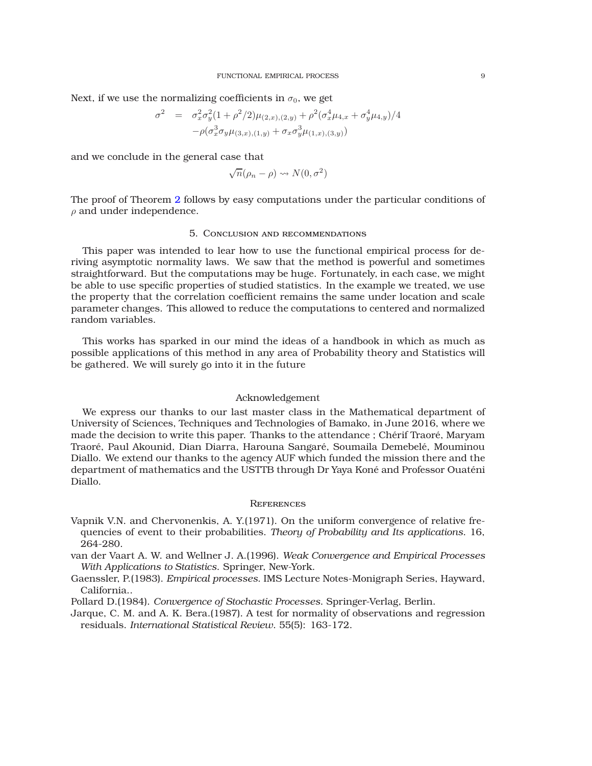Next, if we use the normalizing coefficients in $\sigma_0$, we get

$$
\begin{aligned}
\sigma^2 &= \sigma_x^2\sigma_y^2(1+\rho^2/2)\mu_{(2,x),(2,y)} + \rho^2(\sigma_x^4\mu_{4,x} + \sigma_y^4\mu_{4,y})/4 \\
&\quad -\rho(\sigma_x^3\sigma_y\mu_{(3,x),(1,y)} + \sigma_x\sigma_y^3\mu_{(1,x),(3,y)})
\end{aligned}
$$

and we conclude in the general case that

$$
\sqrt{n}(\rho_n - \rho) \rightsquigarrow N(0, \sigma^2)
$$

The proof of Theorem 2 follows by easy computations under the particular conditions of $\rho$ and under independence.

## 5. Conclusion and recommendations

This paper was intended to lear how to use the functional empirical process for deriving asymptotic normality laws. We saw that the method is powerful and sometimes straightforward. But the computations may be huge. Fortunately, in each case, we might be able to use specific properties of studied statistics. In the example we treated, we use the property that the correlation coefficient remains the same under location and scale parameter changes. This allowed to reduce the computations to centered and normalized random variables.

This works has sparked in our mind the ideas of a handbook in which as much as possible applications of this method in any area of Probability theory and Statistics will be gathered. We will surely go into it in the future

### Acknowledgement

We express our thanks to our last master class in the Mathematical department of University of Sciences, Techniques and Technologies of Bamako, in June 2016, where we made the decision to write this paper. Thanks to the attendance ; Chérif Traoré, Maryam Traoré, Paul Akounid, Dian Diarra, Harouna Sangaré, Soumaila Demebelé, Mouminou Diallo. We extend our thanks to the agency AUF which funded the mission there and the department of mathematics and the USTTB through Dr Yaya Koné and Professor Ouaténi Diallo.

## References

Vapnik V.N. and Chervonenkis, A. Y.(1971). On the uniform convergence of relative frequencies of event to their probabilities. *Theory of Probability and Its applications.* 16, 264-280.

van der Vaart A. W. and Wellner J. A.(1996). *Weak Convergence and Empirical Processes With Applications to Statistics.* Springer, New-York.

Gaenssler, P.(1983). *Empirical processes.* IMS Lecture Notes-Monigraph Series, Hayward, California..

Pollard D.(1984). *Convergence of Stochastic Processes.* Springer-Verlag, Berlin.

Jarque, C. M. and A. K. Bera.(1987). A test for normality of observations and regression residuals. *International Statistical Review.* 55(5): 163-172.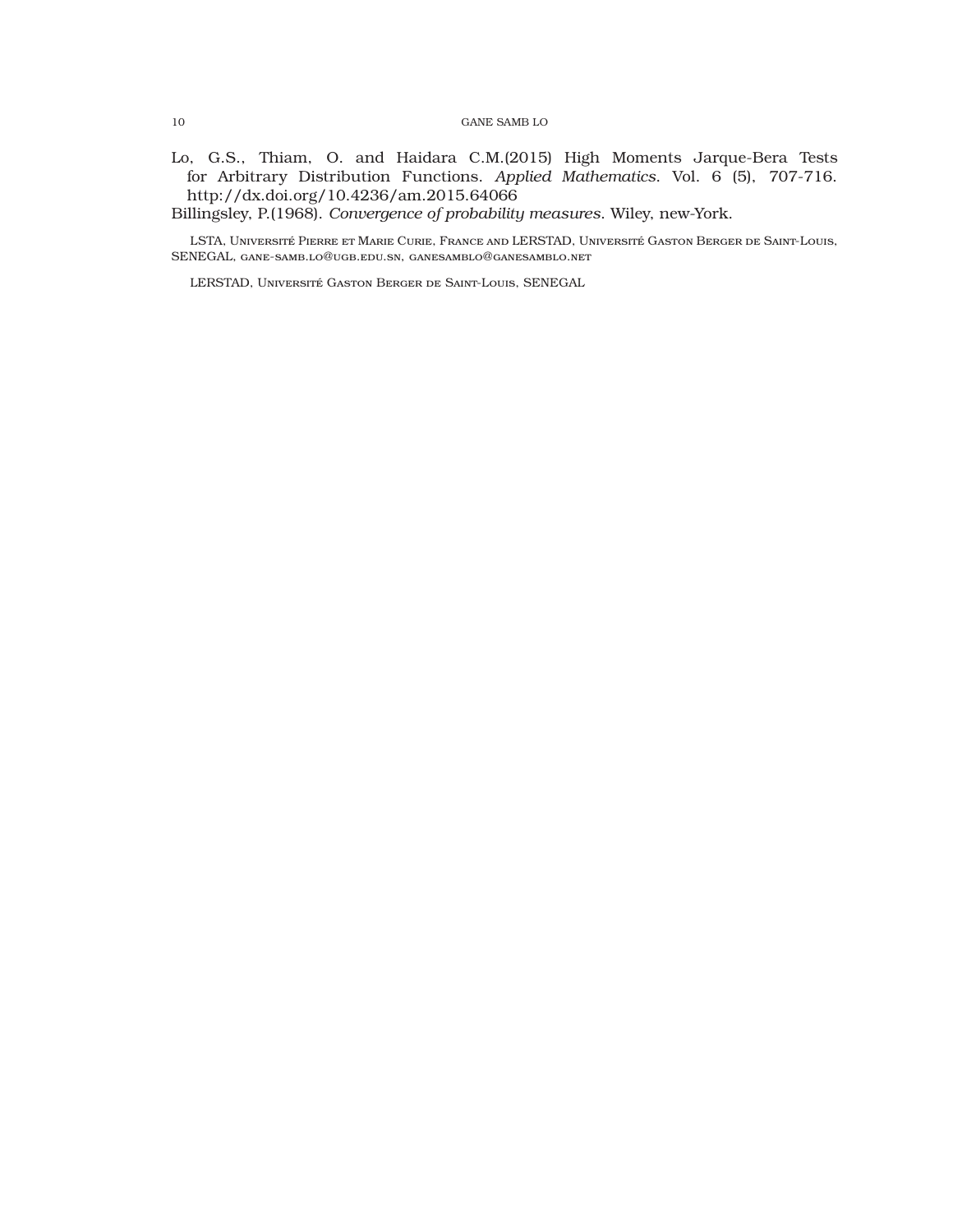Lo, G.S., Thiam, O. and Haidara C.M.(2015) High Moments Jarque-Bera Tests for Arbitrary Distribution Functions. *Applied Mathematics*. Vol. 6 (5), 707-716. http://dx.doi.org/10.4236/am.2015.64066

Billingsley, P.(1968). *Convergence of probability measures*. Wiley, new-York.

LSTA, Université Pierre et Marie Curie, France and LERSTAD, Université Gaston Berger de Saint-Louis, SENEGAL, gane-samb.lo@ugb.edu.sn, ganesamblo@ganesamblo.net

LERSTAD, Université Gaston Berger de Saint-Louis, SENEGAL